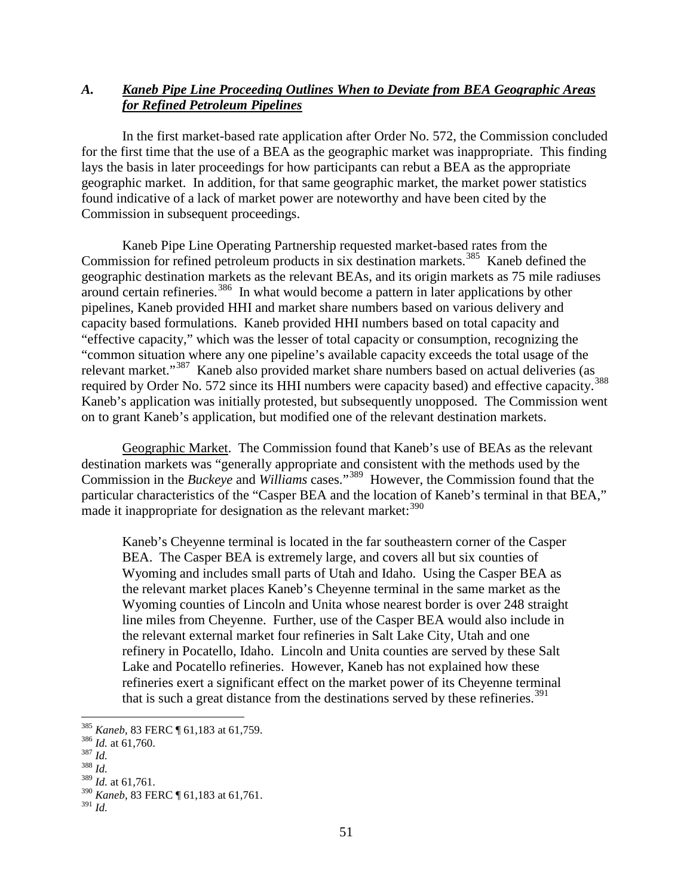### *A.* ***Kaneb Pipe Line Proceeding Outlines When to Deviate from BEA Geographic Areas for Refined Petroleum Pipelines***

In the first market-based rate application after Order No. 572, the Commission concluded for the first time that the use of a BEA as the geographic market was inappropriate. This finding lays the basis in later proceedings for how participants can rebut a BEA as the appropriate geographic market. In addition, for that same geographic market, the market power statistics found indicative of a lack of market power are noteworthy and have been cited by the Commission in subsequent proceedings.

Kaneb Pipe Line Operating Partnership requested market-based rates from the Commission for refined petroleum products in six destination markets.[385] Kaneb defined the geographic destination markets as the relevant BEAs, and its origin markets as 75 mile radiuses around certain refineries.[386] In what would become a pattern in later applications by other pipelines, Kaneb provided HHI and market share numbers based on various delivery and capacity based formulations. Kaneb provided HHI numbers based on total capacity and "effective capacity," which was the lesser of total capacity or consumption, recognizing the "common situation where any one pipeline's available capacity exceeds the total usage of the relevant market."[387] Kaneb also provided market share numbers based on actual deliveries (as required by Order No. 572 since its HHI numbers were capacity based) and effective capacity.[388] Kaneb's application was initially protested, but subsequently unopposed. The Commission went on to grant Kaneb's application, but modified one of the relevant destination markets.

<u>Geographic Market</u>. The Commission found that Kaneb's use of BEAs as the relevant destination markets was "generally appropriate and consistent with the methods used by the Commission in the *Buckeye* and *Williams* cases."[389] However, the Commission found that the particular characteristics of the "Casper BEA and the location of Kaneb's terminal in that BEA," made it inappropriate for designation as the relevant market:[390]

> Kaneb's Cheyenne terminal is located in the far southeastern corner of the Casper BEA. The Casper BEA is extremely large, and covers all but six counties of Wyoming and includes small parts of Utah and Idaho. Using the Casper BEA as the relevant market places Kaneb's Cheyenne terminal in the same market as the Wyoming counties of Lincoln and Unita whose nearest border is over 248 straight line miles from Cheyenne. Further, use of the Casper BEA would also include in the relevant external market four refineries in Salt Lake City, Utah and one refinery in Pocatello, Idaho. Lincoln and Unita counties are served by these Salt Lake and Pocatello refineries. However, Kaneb has not explained how these refineries exert a significant effect on the market power of its Cheyenne terminal that is such a great distance from the destinations served by these refineries.[391]

---

[385] *Kaneb*, 83 FERC ¶ 61,183 at 61,759.
[386] *Id.* at 61,760.
[387] *Id.*
[388] *Id.*
[389] *Id.* at 61,761.
[390] *Kaneb*, 83 FERC ¶ 61,183 at 61,761.
[391] *Id.*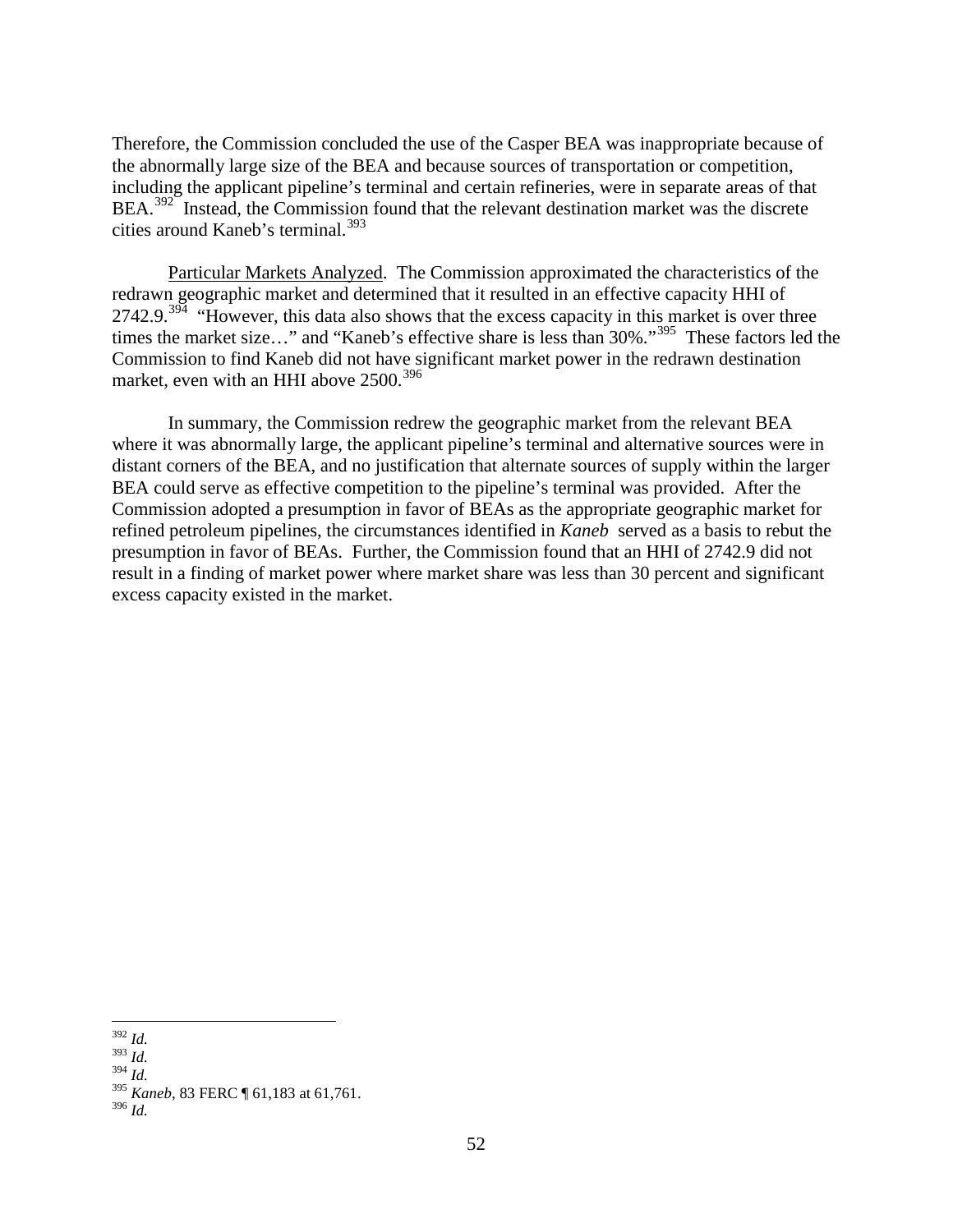Therefore, the Commission concluded the use of the Casper BEA was inappropriate because of the abnormally large size of the BEA and because sources of transportation or competition, including the applicant pipeline's terminal and certain refineries, were in separate areas of that BEA.[392] Instead, the Commission found that the relevant destination market was the discrete cities around Kaneb's terminal.[393]

Particular Markets Analyzed. The Commission approximated the characteristics of the redrawn geographic market and determined that it resulted in an effective capacity HHI of 2742.9.[394] "However, this data also shows that the excess capacity in this market is over three times the market size…" and "Kaneb's effective share is less than 30%."[395] These factors led the Commission to find Kaneb did not have significant market power in the redrawn destination market, even with an HHI above 2500.[396]

In summary, the Commission redrew the geographic market from the relevant BEA where it was abnormally large, the applicant pipeline's terminal and alternative sources were in distant corners of the BEA, and no justification that alternate sources of supply within the larger BEA could serve as effective competition to the pipeline's terminal was provided. After the Commission adopted a presumption in favor of BEAs as the appropriate geographic market for refined petroleum pipelines, the circumstances identified in *Kaneb* served as a basis to rebut the presumption in favor of BEAs. Further, the Commission found that an HHI of 2742.9 did not result in a finding of market power where market share was less than 30 percent and significant excess capacity existed in the market.

---

[392] *Id.*

[393] *Id.*

[394] *Id.*

[395] *Kaneb*, 83 FERC ¶ 61,183 at 61,761.

[396] *Id.*